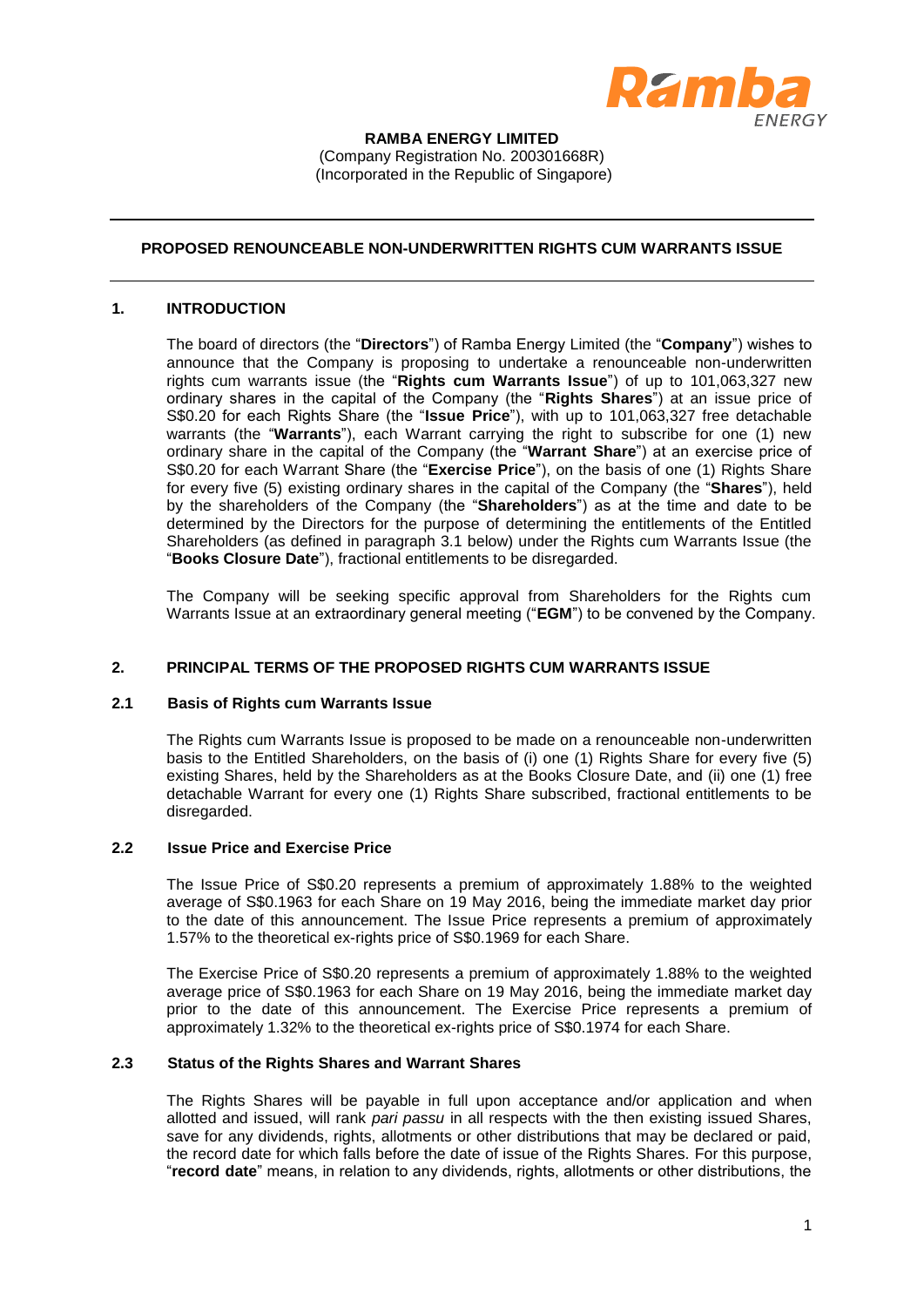**RAMBA ENERGY LIMITED**
(Company Registration No. 200301668R)
(Incorporated in the Republic of Singapore)

---

**PROPOSED RENOUNCEABLE NON-UNDERWRITTEN RIGHTS CUM WARRANTS ISSUE**

---

## 1. INTRODUCTION

The board of directors (the "**Directors**") of Ramba Energy Limited (the "**Company**") wishes to announce that the Company is proposing to undertake a renounceable non-underwritten rights cum warrants issue (the "**Rights cum Warrants Issue**") of up to 101,063,327 new ordinary shares in the capital of the Company (the "**Rights Shares**") at an issue price of S$0.20 for each Rights Share (the "**Issue Price**"), with up to 101,063,327 free detachable warrants (the "**Warrants**"), each Warrant carrying the right to subscribe for one (1) new ordinary share in the capital of the Company (the "**Warrant Share**") at an exercise price of S$0.20 for each Warrant Share (the "**Exercise Price**"), on the basis of one (1) Rights Share for every five (5) existing ordinary shares in the capital of the Company (the "**Shares**"), held by the shareholders of the Company (the "**Shareholders**") as at the time and date to be determined by the Directors for the purpose of determining the entitlements of the Entitled Shareholders (as defined in paragraph 3.1 below) under the Rights cum Warrants Issue (the "**Books Closure Date**"), fractional entitlements to be disregarded.

The Company will be seeking specific approval from Shareholders for the Rights cum Warrants Issue at an extraordinary general meeting ("**EGM**") to be convened by the Company.

## 2. PRINCIPAL TERMS OF THE PROPOSED RIGHTS CUM WARRANTS ISSUE

### 2.1 Basis of Rights cum Warrants Issue

The Rights cum Warrants Issue is proposed to be made on a renounceable non-underwritten basis to the Entitled Shareholders, on the basis of (i) one (1) Rights Share for every five (5) existing Shares, held by the Shareholders as at the Books Closure Date, and (ii) one (1) free detachable Warrant for every one (1) Rights Share subscribed, fractional entitlements to be disregarded.

### 2.2 Issue Price and Exercise Price

The Issue Price of S$0.20 represents a premium of approximately 1.88% to the weighted average of S$0.1963 for each Share on 19 May 2016, being the immediate market day prior to the date of this announcement. The Issue Price represents a premium of approximately 1.57% to the theoretical ex-rights price of S$0.1969 for each Share.

The Exercise Price of S$0.20 represents a premium of approximately 1.88% to the weighted average price of S$0.1963 for each Share on 19 May 2016, being the immediate market day prior to the date of this announcement. The Exercise Price represents a premium of approximately 1.32% to the theoretical ex-rights price of S$0.1974 for each Share.

### 2.3 Status of the Rights Shares and Warrant Shares

The Rights Shares will be payable in full upon acceptance and/or application and when allotted and issued, will rank *pari passu* in all respects with the then existing issued Shares, save for any dividends, rights, allotments or other distributions that may be declared or paid, the record date for which falls before the date of issue of the Rights Shares. For this purpose, "**record date**" means, in relation to any dividends, rights, allotments or other distributions, the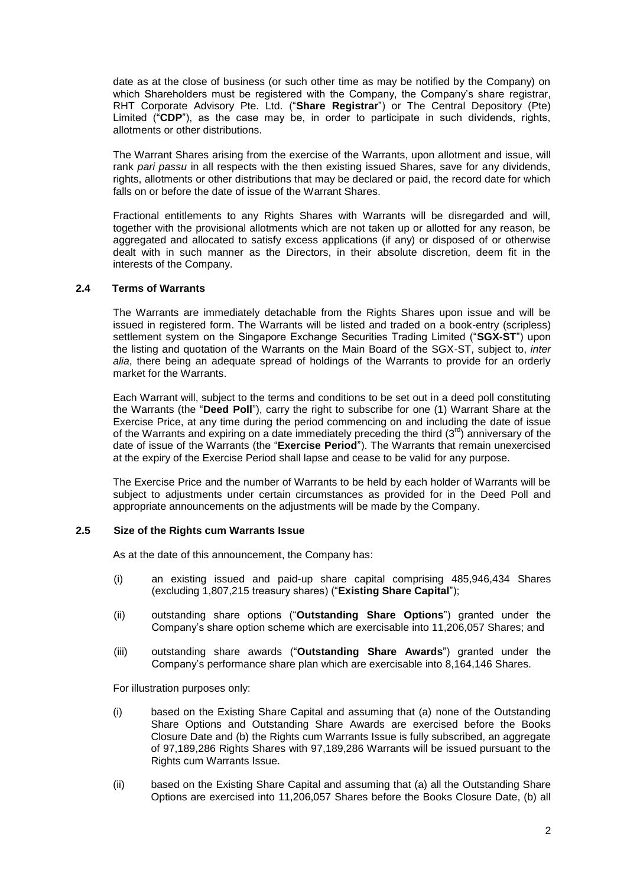date as at the close of business (or such other time as may be notified by the Company) on which Shareholders must be registered with the Company, the Company's share registrar, RHT Corporate Advisory Pte. Ltd. ("**Share Registrar**") or The Central Depository (Pte) Limited ("**CDP**"), as the case may be, in order to participate in such dividends, rights, allotments or other distributions.

The Warrant Shares arising from the exercise of the Warrants, upon allotment and issue, will rank *pari passu* in all respects with the then existing issued Shares, save for any dividends, rights, allotments or other distributions that may be declared or paid, the record date for which falls on or before the date of issue of the Warrant Shares.

Fractional entitlements to any Rights Shares with Warrants will be disregarded and will, together with the provisional allotments which are not taken up or allotted for any reason, be aggregated and allocated to satisfy excess applications (if any) or disposed of or otherwise dealt with in such manner as the Directors, in their absolute discretion, deem fit in the interests of the Company.

### 2.4 Terms of Warrants

The Warrants are immediately detachable from the Rights Shares upon issue and will be issued in registered form. The Warrants will be listed and traded on a book-entry (scripless) settlement system on the Singapore Exchange Securities Trading Limited ("**SGX-ST**") upon the listing and quotation of the Warrants on the Main Board of the SGX-ST, subject to, *inter alia*, there being an adequate spread of holdings of the Warrants to provide for an orderly market for the Warrants.

Each Warrant will, subject to the terms and conditions to be set out in a deed poll constituting the Warrants (the "**Deed Poll**"), carry the right to subscribe for one (1) Warrant Share at the Exercise Price, at any time during the period commencing on and including the date of issue of the Warrants and expiring on a date immediately preceding the third (3rd) anniversary of the date of issue of the Warrants (the "**Exercise Period**"). The Warrants that remain unexercised at the expiry of the Exercise Period shall lapse and cease to be valid for any purpose.

The Exercise Price and the number of Warrants to be held by each holder of Warrants will be subject to adjustments under certain circumstances as provided for in the Deed Poll and appropriate announcements on the adjustments will be made by the Company.

### 2.5 Size of the Rights cum Warrants Issue

As at the date of this announcement, the Company has:

(i) an existing issued and paid-up share capital comprising 485,946,434 Shares (excluding 1,807,215 treasury shares) ("**Existing Share Capital**");

(ii) outstanding share options ("**Outstanding Share Options**") granted under the Company's share option scheme which are exercisable into 11,206,057 Shares; and

(iii) outstanding share awards ("**Outstanding Share Awards**") granted under the Company's performance share plan which are exercisable into 8,164,146 Shares.

For illustration purposes only:

(i) based on the Existing Share Capital and assuming that (a) none of the Outstanding Share Options and Outstanding Share Awards are exercised before the Books Closure Date and (b) the Rights cum Warrants Issue is fully subscribed, an aggregate of 97,189,286 Rights Shares with 97,189,286 Warrants will be issued pursuant to the Rights cum Warrants Issue.

(ii) based on the Existing Share Capital and assuming that (a) all the Outstanding Share Options are exercised into 11,206,057 Shares before the Books Closure Date, (b) all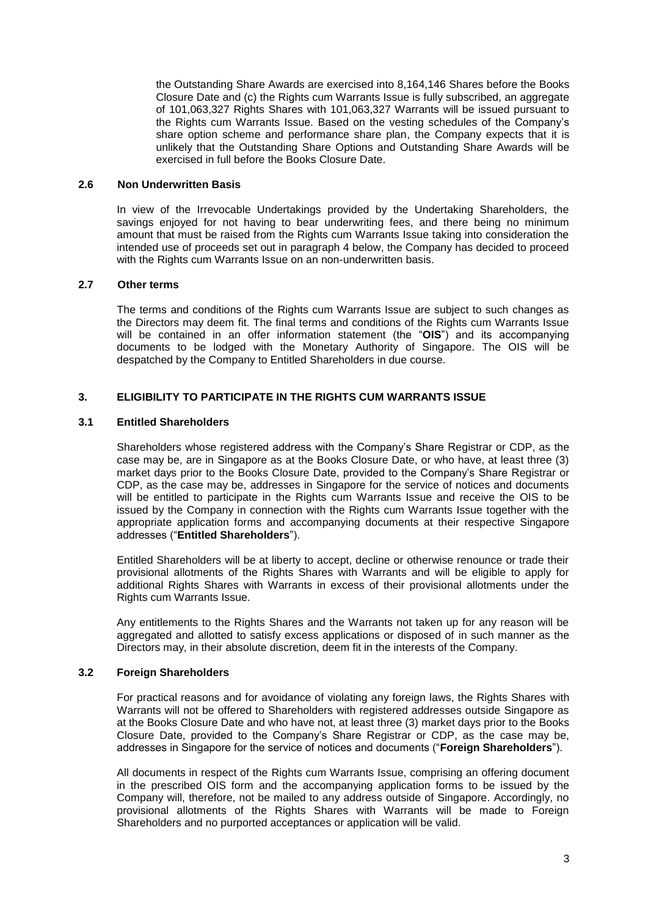the Outstanding Share Awards are exercised into 8,164,146 Shares before the Books Closure Date and (c) the Rights cum Warrants Issue is fully subscribed, an aggregate of 101,063,327 Rights Shares with 101,063,327 Warrants will be issued pursuant to the Rights cum Warrants Issue. Based on the vesting schedules of the Company's share option scheme and performance share plan, the Company expects that it is unlikely that the Outstanding Share Options and Outstanding Share Awards will be exercised in full before the Books Closure Date.

### 2.6 Non Underwritten Basis

In view of the Irrevocable Undertakings provided by the Undertaking Shareholders, the savings enjoyed for not having to bear underwriting fees, and there being no minimum amount that must be raised from the Rights cum Warrants Issue taking into consideration the intended use of proceeds set out in paragraph 4 below, the Company has decided to proceed with the Rights cum Warrants Issue on an non-underwritten basis.

### 2.7 Other terms

The terms and conditions of the Rights cum Warrants Issue are subject to such changes as the Directors may deem fit. The final terms and conditions of the Rights cum Warrants Issue will be contained in an offer information statement (the "**OIS**") and its accompanying documents to be lodged with the Monetary Authority of Singapore. The OIS will be despatched by the Company to Entitled Shareholders in due course.

## 3. ELIGIBILITY TO PARTICIPATE IN THE RIGHTS CUM WARRANTS ISSUE

### 3.1 Entitled Shareholders

Shareholders whose registered address with the Company's Share Registrar or CDP, as the case may be, are in Singapore as at the Books Closure Date, or who have, at least three (3) market days prior to the Books Closure Date, provided to the Company's Share Registrar or CDP, as the case may be, addresses in Singapore for the service of notices and documents will be entitled to participate in the Rights cum Warrants Issue and receive the OIS to be issued by the Company in connection with the Rights cum Warrants Issue together with the appropriate application forms and accompanying documents at their respective Singapore addresses ("**Entitled Shareholders**").

Entitled Shareholders will be at liberty to accept, decline or otherwise renounce or trade their provisional allotments of the Rights Shares with Warrants and will be eligible to apply for additional Rights Shares with Warrants in excess of their provisional allotments under the Rights cum Warrants Issue.

Any entitlements to the Rights Shares and the Warrants not taken up for any reason will be aggregated and allotted to satisfy excess applications or disposed of in such manner as the Directors may, in their absolute discretion, deem fit in the interests of the Company.

### 3.2 Foreign Shareholders

For practical reasons and for avoidance of violating any foreign laws, the Rights Shares with Warrants will not be offered to Shareholders with registered addresses outside Singapore as at the Books Closure Date and who have not, at least three (3) market days prior to the Books Closure Date, provided to the Company's Share Registrar or CDP, as the case may be, addresses in Singapore for the service of notices and documents ("**Foreign Shareholders**").

All documents in respect of the Rights cum Warrants Issue, comprising an offering document in the prescribed OIS form and the accompanying application forms to be issued by the Company will, therefore, not be mailed to any address outside of Singapore. Accordingly, no provisional allotments of the Rights Shares with Warrants will be made to Foreign Shareholders and no purported acceptances or application will be valid.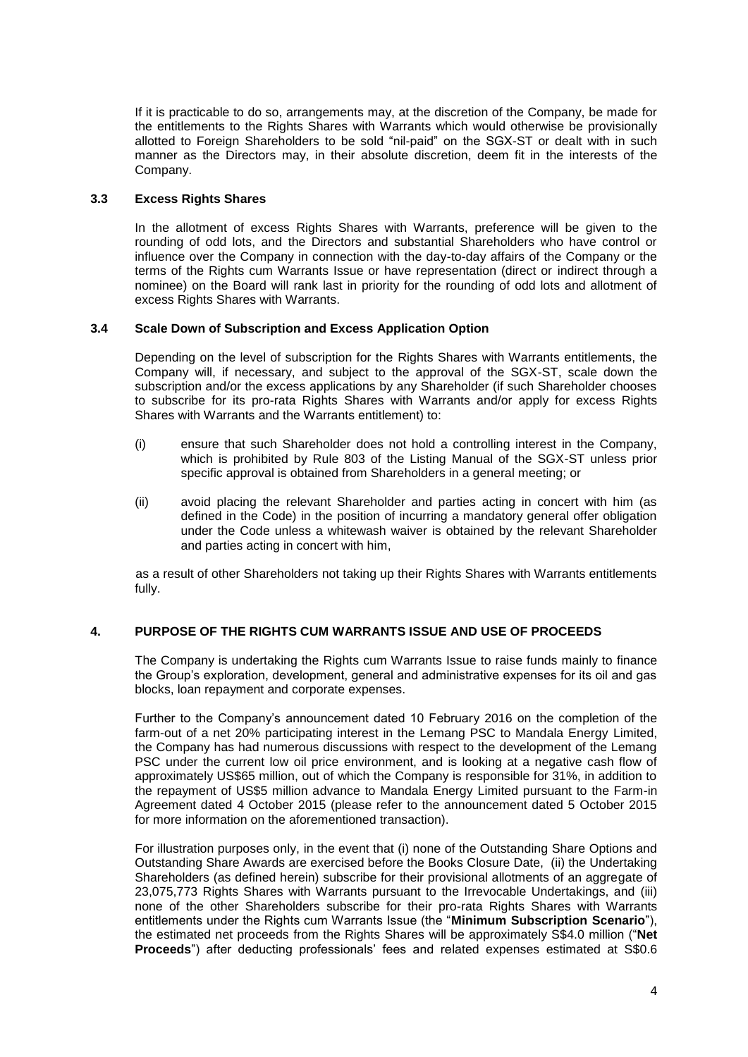If it is practicable to do so, arrangements may, at the discretion of the Company, be made for the entitlements to the Rights Shares with Warrants which would otherwise be provisionally allotted to Foreign Shareholders to be sold "nil-paid" on the SGX-ST or dealt with in such manner as the Directors may, in their absolute discretion, deem fit in the interests of the Company.

### 3.3 Excess Rights Shares

In the allotment of excess Rights Shares with Warrants, preference will be given to the rounding of odd lots, and the Directors and substantial Shareholders who have control or influence over the Company in connection with the day-to-day affairs of the Company or the terms of the Rights cum Warrants Issue or have representation (direct or indirect through a nominee) on the Board will rank last in priority for the rounding of odd lots and allotment of excess Rights Shares with Warrants.

### 3.4 Scale Down of Subscription and Excess Application Option

Depending on the level of subscription for the Rights Shares with Warrants entitlements, the Company will, if necessary, and subject to the approval of the SGX-ST, scale down the subscription and/or the excess applications by any Shareholder (if such Shareholder chooses to subscribe for its pro-rata Rights Shares with Warrants and/or apply for excess Rights Shares with Warrants and the Warrants entitlement) to:

(i) ensure that such Shareholder does not hold a controlling interest in the Company, which is prohibited by Rule 803 of the Listing Manual of the SGX-ST unless prior specific approval is obtained from Shareholders in a general meeting; or

(ii) avoid placing the relevant Shareholder and parties acting in concert with him (as defined in the Code) in the position of incurring a mandatory general offer obligation under the Code unless a whitewash waiver is obtained by the relevant Shareholder and parties acting in concert with him,

as a result of other Shareholders not taking up their Rights Shares with Warrants entitlements fully.

## 4. PURPOSE OF THE RIGHTS CUM WARRANTS ISSUE AND USE OF PROCEEDS

The Company is undertaking the Rights cum Warrants Issue to raise funds mainly to finance the Group's exploration, development, general and administrative expenses for its oil and gas blocks, loan repayment and corporate expenses.

Further to the Company's announcement dated 10 February 2016 on the completion of the farm-out of a net 20% participating interest in the Lemang PSC to Mandala Energy Limited, the Company has had numerous discussions with respect to the development of the Lemang PSC under the current low oil price environment, and is looking at a negative cash flow of approximately US$65 million, out of which the Company is responsible for 31%, in addition to the repayment of US$5 million advance to Mandala Energy Limited pursuant to the Farm-in Agreement dated 4 October 2015 (please refer to the announcement dated 5 October 2015 for more information on the aforementioned transaction).

For illustration purposes only, in the event that (i) none of the Outstanding Share Options and Outstanding Share Awards are exercised before the Books Closure Date, (ii) the Undertaking Shareholders (as defined herein) subscribe for their provisional allotments of an aggregate of 23,075,773 Rights Shares with Warrants pursuant to the Irrevocable Undertakings, and (iii) none of the other Shareholders subscribe for their pro-rata Rights Shares with Warrants entitlements under the Rights cum Warrants Issue (the "**Minimum Subscription Scenario**"), the estimated net proceeds from the Rights Shares will be approximately S$4.0 million ("**Net Proceeds**") after deducting professionals' fees and related expenses estimated at S$0.6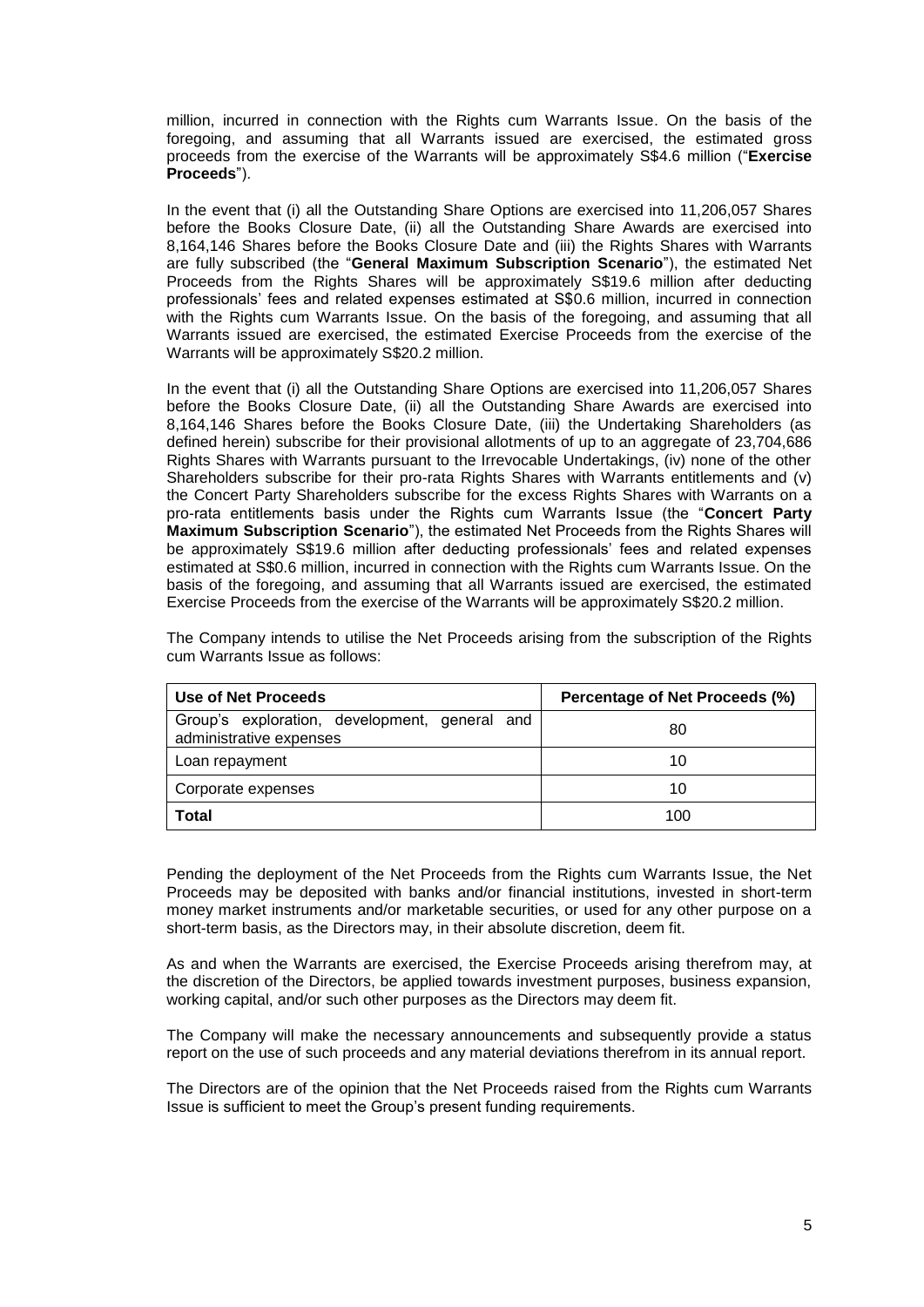million, incurred in connection with the Rights cum Warrants Issue. On the basis of the foregoing, and assuming that all Warrants issued are exercised, the estimated gross proceeds from the exercise of the Warrants will be approximately S$4.6 million ("**Exercise Proceeds**").

In the event that (i) all the Outstanding Share Options are exercised into 11,206,057 Shares before the Books Closure Date, (ii) all the Outstanding Share Awards are exercised into 8,164,146 Shares before the Books Closure Date and (iii) the Rights Shares with Warrants are fully subscribed (the "**General Maximum Subscription Scenario**"), the estimated Net Proceeds from the Rights Shares will be approximately S$19.6 million after deducting professionals' fees and related expenses estimated at S$0.6 million, incurred in connection with the Rights cum Warrants Issue. On the basis of the foregoing, and assuming that all Warrants issued are exercised, the estimated Exercise Proceeds from the exercise of the Warrants will be approximately S$20.2 million.

In the event that (i) all the Outstanding Share Options are exercised into 11,206,057 Shares before the Books Closure Date, (ii) all the Outstanding Share Awards are exercised into 8,164,146 Shares before the Books Closure Date, (iii) the Undertaking Shareholders (as defined herein) subscribe for their provisional allotments of up to an aggregate of 23,704,686 Rights Shares with Warrants pursuant to the Irrevocable Undertakings, (iv) none of the other Shareholders subscribe for their pro-rata Rights Shares with Warrants entitlements and (v) the Concert Party Shareholders subscribe for the excess Rights Shares with Warrants on a pro-rata entitlements basis under the Rights cum Warrants Issue (the "**Concert Party Maximum Subscription Scenario**"), the estimated Net Proceeds from the Rights Shares will be approximately S$19.6 million after deducting professionals' fees and related expenses estimated at S$0.6 million, incurred in connection with the Rights cum Warrants Issue. On the basis of the foregoing, and assuming that all Warrants issued are exercised, the estimated Exercise Proceeds from the exercise of the Warrants will be approximately S$20.2 million.

The Company intends to utilise the Net Proceeds arising from the subscription of the Rights cum Warrants Issue as follows:

| Use of Net Proceeds | Percentage of Net Proceeds (%) |
| --- | --- |
| Group's exploration, development, general and administrative expenses | 80 |
| Loan repayment | 10 |
| Corporate expenses | 10 |
| **Total** | 100 |

Pending the deployment of the Net Proceeds from the Rights cum Warrants Issue, the Net Proceeds may be deposited with banks and/or financial institutions, invested in short-term money market instruments and/or marketable securities, or used for any other purpose on a short-term basis, as the Directors may, in their absolute discretion, deem fit.

As and when the Warrants are exercised, the Exercise Proceeds arising therefrom may, at the discretion of the Directors, be applied towards investment purposes, business expansion, working capital, and/or such other purposes as the Directors may deem fit.

The Company will make the necessary announcements and subsequently provide a status report on the use of such proceeds and any material deviations therefrom in its annual report.

The Directors are of the opinion that the Net Proceeds raised from the Rights cum Warrants Issue is sufficient to meet the Group's present funding requirements.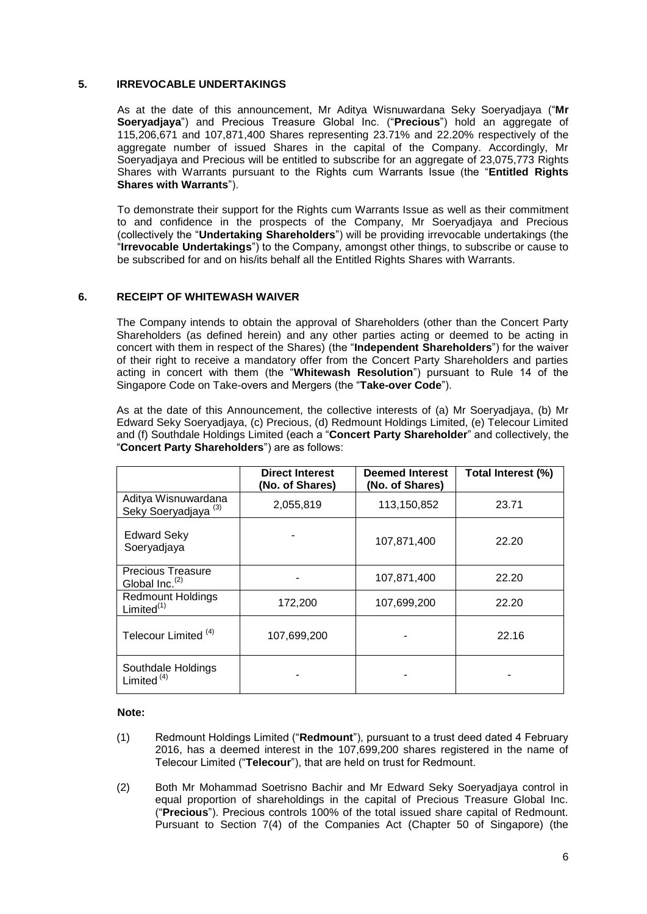## 5. IRREVOCABLE UNDERTAKINGS

As at the date of this announcement, Mr Aditya Wisnuwardana Seky Soeryadjaya ("**Mr Soeryadjaya**") and Precious Treasure Global Inc. ("**Precious**") hold an aggregate of 115,206,671 and 107,871,400 Shares representing 23.71% and 22.20% respectively of the aggregate number of issued Shares in the capital of the Company. Accordingly, Mr Soeryadjaya and Precious will be entitled to subscribe for an aggregate of 23,075,773 Rights Shares with Warrants pursuant to the Rights cum Warrants Issue (the "**Entitled Rights Shares with Warrants**").

To demonstrate their support for the Rights cum Warrants Issue as well as their commitment to and confidence in the prospects of the Company, Mr Soeryadjaya and Precious (collectively the "**Undertaking Shareholders**") will be providing irrevocable undertakings (the "**Irrevocable Undertakings**") to the Company, amongst other things, to subscribe or cause to be subscribed for and on his/its behalf all the Entitled Rights Shares with Warrants.

## 6. RECEIPT OF WHITEWASH WAIVER

The Company intends to obtain the approval of Shareholders (other than the Concert Party Shareholders (as defined herein) and any other parties acting or deemed to be acting in concert with them in respect of the Shares) (the "**Independent Shareholders**") for the waiver of their right to receive a mandatory offer from the Concert Party Shareholders and parties acting in concert with them (the "**Whitewash Resolution**") pursuant to Rule 14 of the Singapore Code on Take-overs and Mergers (the "**Take-over Code**").

As at the date of this Announcement, the collective interests of (a) Mr Soeryadjaya, (b) Mr Edward Seky Soeryadjaya, (c) Precious, (d) Redmount Holdings Limited, (e) Telecour Limited and (f) Southdale Holdings Limited (each a "**Concert Party Shareholder**" and collectively, the "**Concert Party Shareholders**") are as follows:

| | Direct Interest (No. of Shares) | Deemed Interest (No. of Shares) | Total Interest (%) |
|---|---|---|---|
| Aditya Wisnuwardana Seky Soeryadjaya (3) | 2,055,819 | 113,150,852 | 23.71 |
| Edward Seky Soeryadjaya | - | 107,871,400 | 22.20 |
| Precious Treasure Global Inc.(2) | - | 107,871,400 | 22.20 |
| Redmount Holdings Limited(1) | 172,200 | 107,699,200 | 22.20 |
| Telecour Limited (4) | 107,699,200 | - | 22.16 |
| Southdale Holdings Limited (4) | - | - | - |

**Note:**

(1) Redmount Holdings Limited ("**Redmount**"), pursuant to a trust deed dated 4 February 2016, has a deemed interest in the 107,699,200 shares registered in the name of Telecour Limited ("**Telecour**"), that are held on trust for Redmount.

(2) Both Mr Mohammad Soetrisno Bachir and Mr Edward Seky Soeryadjaya control in equal proportion of shareholdings in the capital of Precious Treasure Global Inc. ("**Precious**"). Precious controls 100% of the total issued share capital of Redmount. Pursuant to Section 7(4) of the Companies Act (Chapter 50 of Singapore) (the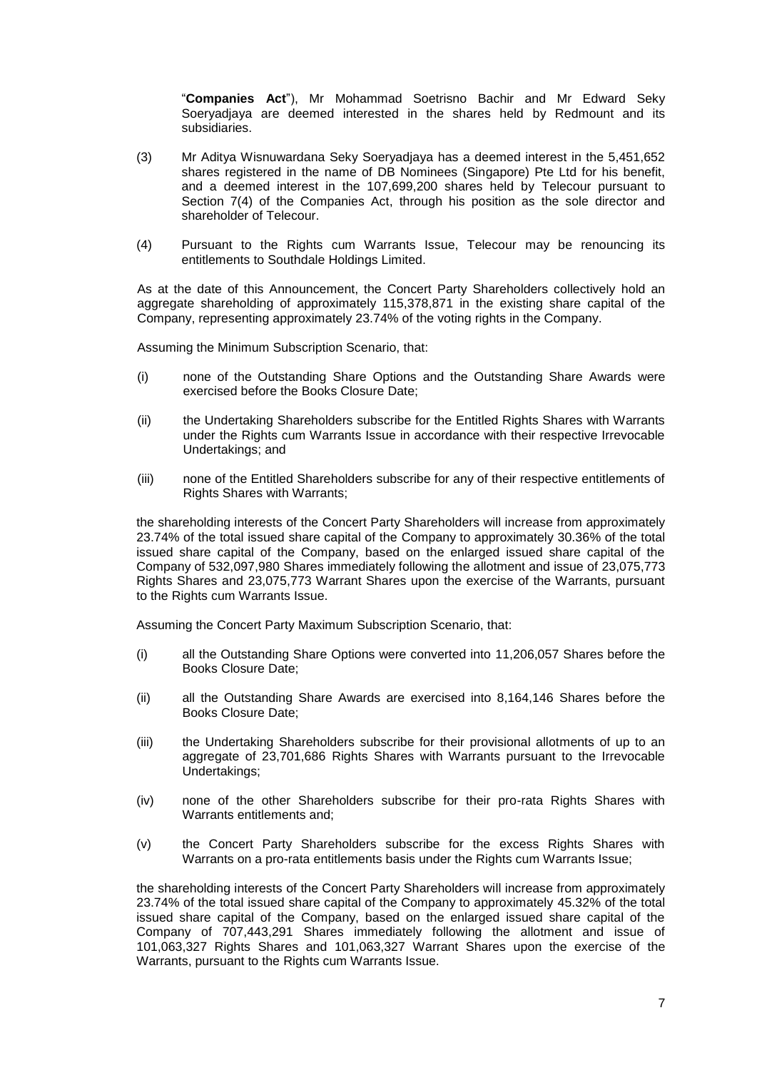"**Companies Act**"), Mr Mohammad Soetrisno Bachir and Mr Edward Seky Soeryadjaya are deemed interested in the shares held by Redmount and its subsidiaries.

(3) Mr Aditya Wisnuwardana Seky Soeryadjaya has a deemed interest in the 5,451,652 shares registered in the name of DB Nominees (Singapore) Pte Ltd for his benefit, and a deemed interest in the 107,699,200 shares held by Telecour pursuant to Section 7(4) of the Companies Act, through his position as the sole director and shareholder of Telecour.

(4) Pursuant to the Rights cum Warrants Issue, Telecour may be renouncing its entitlements to Southdale Holdings Limited.

As at the date of this Announcement, the Concert Party Shareholders collectively hold an aggregate shareholding of approximately 115,378,871 in the existing share capital of the Company, representing approximately 23.74% of the voting rights in the Company.

Assuming the Minimum Subscription Scenario, that:

(i) none of the Outstanding Share Options and the Outstanding Share Awards were exercised before the Books Closure Date;

(ii) the Undertaking Shareholders subscribe for the Entitled Rights Shares with Warrants under the Rights cum Warrants Issue in accordance with their respective Irrevocable Undertakings; and

(iii) none of the Entitled Shareholders subscribe for any of their respective entitlements of Rights Shares with Warrants;

the shareholding interests of the Concert Party Shareholders will increase from approximately 23.74% of the total issued share capital of the Company to approximately 30.36% of the total issued share capital of the Company, based on the enlarged issued share capital of the Company of 532,097,980 Shares immediately following the allotment and issue of 23,075,773 Rights Shares and 23,075,773 Warrant Shares upon the exercise of the Warrants, pursuant to the Rights cum Warrants Issue.

Assuming the Concert Party Maximum Subscription Scenario, that:

(i) all the Outstanding Share Options were converted into 11,206,057 Shares before the Books Closure Date;

(ii) all the Outstanding Share Awards are exercised into 8,164,146 Shares before the Books Closure Date;

(iii) the Undertaking Shareholders subscribe for their provisional allotments of up to an aggregate of 23,701,686 Rights Shares with Warrants pursuant to the Irrevocable Undertakings;

(iv) none of the other Shareholders subscribe for their pro-rata Rights Shares with Warrants entitlements and;

(v) the Concert Party Shareholders subscribe for the excess Rights Shares with Warrants on a pro-rata entitlements basis under the Rights cum Warrants Issue;

the shareholding interests of the Concert Party Shareholders will increase from approximately 23.74% of the total issued share capital of the Company to approximately 45.32% of the total issued share capital of the Company, based on the enlarged issued share capital of the Company of 707,443,291 Shares immediately following the allotment and issue of 101,063,327 Rights Shares and 101,063,327 Warrant Shares upon the exercise of the Warrants, pursuant to the Rights cum Warrants Issue.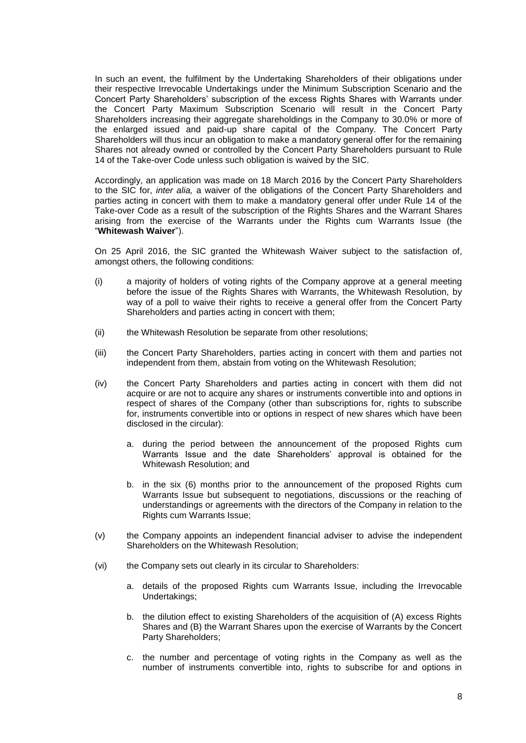In such an event, the fulfilment by the Undertaking Shareholders of their obligations under their respective Irrevocable Undertakings under the Minimum Subscription Scenario and the Concert Party Shareholders' subscription of the excess Rights Shares with Warrants under the Concert Party Maximum Subscription Scenario will result in the Concert Party Shareholders increasing their aggregate shareholdings in the Company to 30.0% or more of the enlarged issued and paid-up share capital of the Company. The Concert Party Shareholders will thus incur an obligation to make a mandatory general offer for the remaining Shares not already owned or controlled by the Concert Party Shareholders pursuant to Rule 14 of the Take-over Code unless such obligation is waived by the SIC.

Accordingly, an application was made on 18 March 2016 by the Concert Party Shareholders to the SIC for, *inter alia,* a waiver of the obligations of the Concert Party Shareholders and parties acting in concert with them to make a mandatory general offer under Rule 14 of the Take-over Code as a result of the subscription of the Rights Shares and the Warrant Shares arising from the exercise of the Warrants under the Rights cum Warrants Issue (the "**Whitewash Waiver**").

On 25 April 2016, the SIC granted the Whitewash Waiver subject to the satisfaction of, amongst others, the following conditions:

(i) a majority of holders of voting rights of the Company approve at a general meeting before the issue of the Rights Shares with Warrants, the Whitewash Resolution, by way of a poll to waive their rights to receive a general offer from the Concert Party Shareholders and parties acting in concert with them;

(ii) the Whitewash Resolution be separate from other resolutions;

(iii) the Concert Party Shareholders, parties acting in concert with them and parties not independent from them, abstain from voting on the Whitewash Resolution;

(iv) the Concert Party Shareholders and parties acting in concert with them did not acquire or are not to acquire any shares or instruments convertible into and options in respect of shares of the Company (other than subscriptions for, rights to subscribe for, instruments convertible into or options in respect of new shares which have been disclosed in the circular):

   a. during the period between the announcement of the proposed Rights cum Warrants Issue and the date Shareholders' approval is obtained for the Whitewash Resolution; and

   b. in the six (6) months prior to the announcement of the proposed Rights cum Warrants Issue but subsequent to negotiations, discussions or the reaching of understandings or agreements with the directors of the Company in relation to the Rights cum Warrants Issue;

(v) the Company appoints an independent financial adviser to advise the independent Shareholders on the Whitewash Resolution;

(vi) the Company sets out clearly in its circular to Shareholders:

   a. details of the proposed Rights cum Warrants Issue, including the Irrevocable Undertakings;

   b. the dilution effect to existing Shareholders of the acquisition of (A) excess Rights Shares and (B) the Warrant Shares upon the exercise of Warrants by the Concert Party Shareholders;

   c. the number and percentage of voting rights in the Company as well as the number of instruments convertible into, rights to subscribe for and options in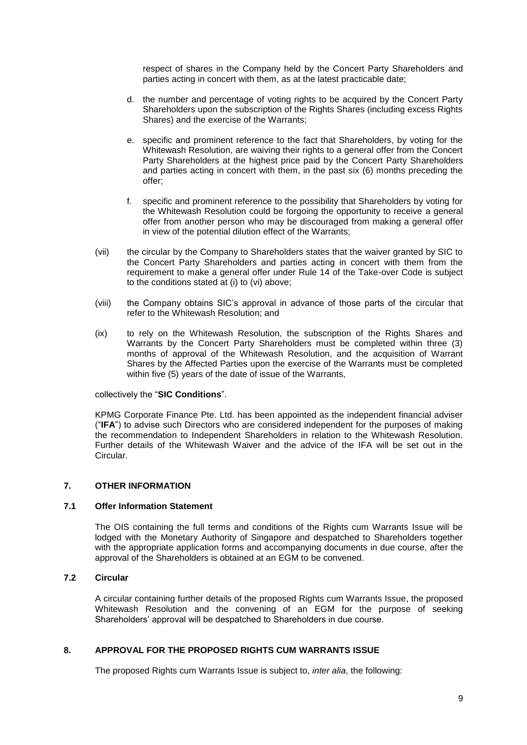respect of shares in the Company held by the Concert Party Shareholders and parties acting in concert with them, as at the latest practicable date;

d. the number and percentage of voting rights to be acquired by the Concert Party Shareholders upon the subscription of the Rights Shares (including excess Rights Shares) and the exercise of the Warrants;

e. specific and prominent reference to the fact that Shareholders, by voting for the Whitewash Resolution, are waiving their rights to a general offer from the Concert Party Shareholders at the highest price paid by the Concert Party Shareholders and parties acting in concert with them, in the past six (6) months preceding the offer;

f. specific and prominent reference to the possibility that Shareholders by voting for the Whitewash Resolution could be forgoing the opportunity to receive a general offer from another person who may be discouraged from making a general offer in view of the potential dilution effect of the Warrants;

(vii) the circular by the Company to Shareholders states that the waiver granted by SIC to the Concert Party Shareholders and parties acting in concert with them from the requirement to make a general offer under Rule 14 of the Take-over Code is subject to the conditions stated at (i) to (vi) above;

(viii) the Company obtains SIC's approval in advance of those parts of the circular that refer to the Whitewash Resolution; and

(ix) to rely on the Whitewash Resolution, the subscription of the Rights Shares and Warrants by the Concert Party Shareholders must be completed within three (3) months of approval of the Whitewash Resolution, and the acquisition of Warrant Shares by the Affected Parties upon the exercise of the Warrants must be completed within five (5) years of the date of issue of the Warrants,

collectively the "**SIC Conditions**".

KPMG Corporate Finance Pte. Ltd. has been appointed as the independent financial adviser ("**IFA**") to advise such Directors who are considered independent for the purposes of making the recommendation to Independent Shareholders in relation to the Whitewash Resolution. Further details of the Whitewash Waiver and the advice of the IFA will be set out in the Circular.

## 7. OTHER INFORMATION

### 7.1 Offer Information Statement

The OIS containing the full terms and conditions of the Rights cum Warrants Issue will be lodged with the Monetary Authority of Singapore and despatched to Shareholders together with the appropriate application forms and accompanying documents in due course, after the approval of the Shareholders is obtained at an EGM to be convened.

### 7.2 Circular

A circular containing further details of the proposed Rights cum Warrants Issue, the proposed Whitewash Resolution and the convening of an EGM for the purpose of seeking Shareholders' approval will be despatched to Shareholders in due course.

## 8. APPROVAL FOR THE PROPOSED RIGHTS CUM WARRANTS ISSUE

The proposed Rights cum Warrants Issue is subject to, *inter alia*, the following: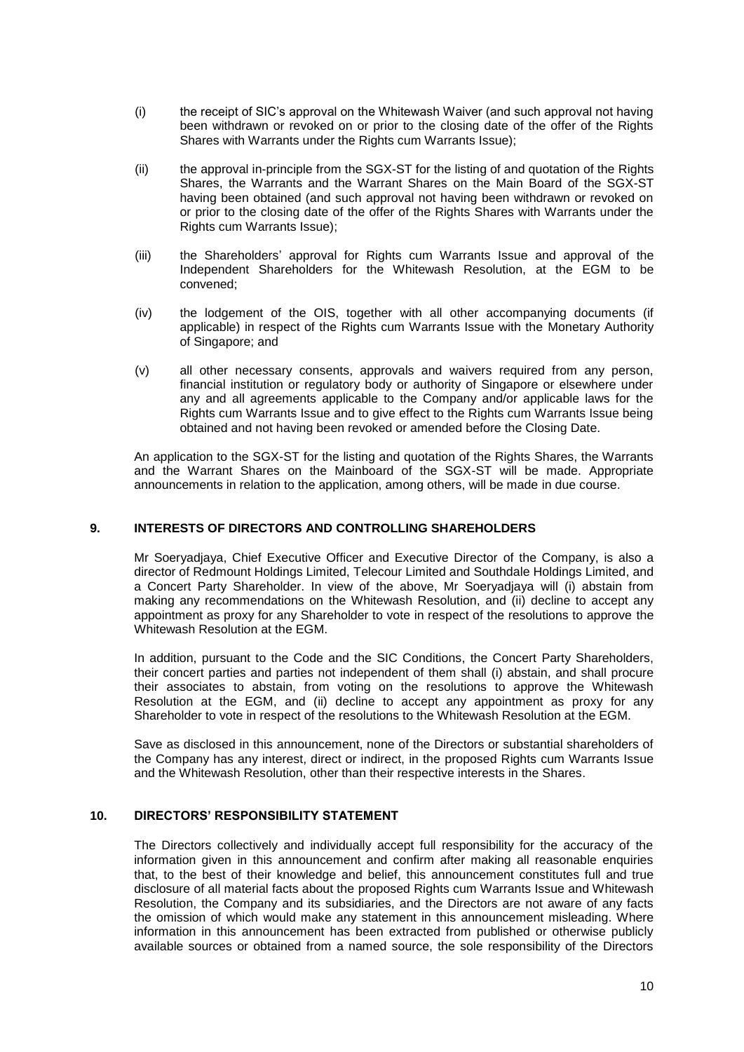(i) the receipt of SIC's approval on the Whitewash Waiver (and such approval not having been withdrawn or revoked on or prior to the closing date of the offer of the Rights Shares with Warrants under the Rights cum Warrants Issue);

(ii) the approval in-principle from the SGX-ST for the listing of and quotation of the Rights Shares, the Warrants and the Warrant Shares on the Main Board of the SGX-ST having been obtained (and such approval not having been withdrawn or revoked on or prior to the closing date of the offer of the Rights Shares with Warrants under the Rights cum Warrants Issue);

(iii) the Shareholders' approval for Rights cum Warrants Issue and approval of the Independent Shareholders for the Whitewash Resolution, at the EGM to be convened;

(iv) the lodgement of the OIS, together with all other accompanying documents (if applicable) in respect of the Rights cum Warrants Issue with the Monetary Authority of Singapore; and

(v) all other necessary consents, approvals and waivers required from any person, financial institution or regulatory body or authority of Singapore or elsewhere under any and all agreements applicable to the Company and/or applicable laws for the Rights cum Warrants Issue and to give effect to the Rights cum Warrants Issue being obtained and not having been revoked or amended before the Closing Date.

An application to the SGX-ST for the listing and quotation of the Rights Shares, the Warrants and the Warrant Shares on the Mainboard of the SGX-ST will be made. Appropriate announcements in relation to the application, among others, will be made in due course.

## 9. INTERESTS OF DIRECTORS AND CONTROLLING SHAREHOLDERS

Mr Soeryadjaya, Chief Executive Officer and Executive Director of the Company, is also a director of Redmount Holdings Limited, Telecour Limited and Southdale Holdings Limited, and a Concert Party Shareholder. In view of the above, Mr Soeryadjaya will (i) abstain from making any recommendations on the Whitewash Resolution, and (ii) decline to accept any appointment as proxy for any Shareholder to vote in respect of the resolutions to approve the Whitewash Resolution at the EGM.

In addition, pursuant to the Code and the SIC Conditions, the Concert Party Shareholders, their concert parties and parties not independent of them shall (i) abstain, and shall procure their associates to abstain, from voting on the resolutions to approve the Whitewash Resolution at the EGM, and (ii) decline to accept any appointment as proxy for any Shareholder to vote in respect of the resolutions to the Whitewash Resolution at the EGM.

Save as disclosed in this announcement, none of the Directors or substantial shareholders of the Company has any interest, direct or indirect, in the proposed Rights cum Warrants Issue and the Whitewash Resolution, other than their respective interests in the Shares.

## 10. DIRECTORS' RESPONSIBILITY STATEMENT

The Directors collectively and individually accept full responsibility for the accuracy of the information given in this announcement and confirm after making all reasonable enquiries that, to the best of their knowledge and belief, this announcement constitutes full and true disclosure of all material facts about the proposed Rights cum Warrants Issue and Whitewash Resolution, the Company and its subsidiaries, and the Directors are not aware of any facts the omission of which would make any statement in this announcement misleading. Where information in this announcement has been extracted from published or otherwise publicly available sources or obtained from a named source, the sole responsibility of the Directors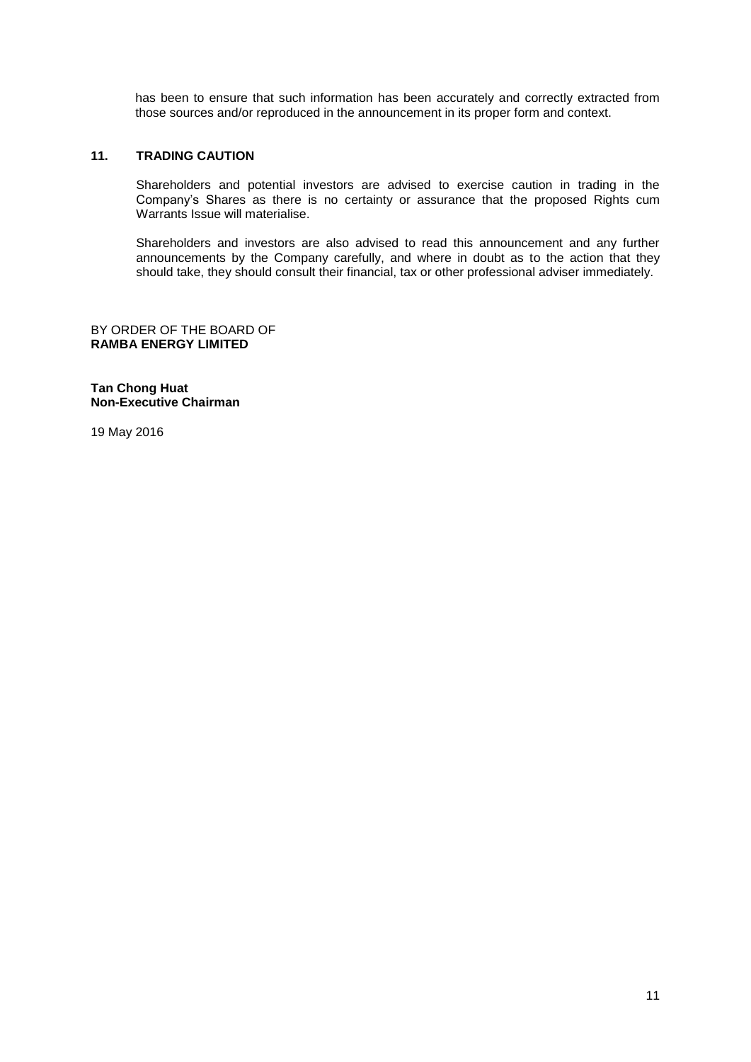has been to ensure that such information has been accurately and correctly extracted from those sources and/or reproduced in the announcement in its proper form and context.

## 11. TRADING CAUTION

Shareholders and potential investors are advised to exercise caution in trading in the Company's Shares as there is no certainty or assurance that the proposed Rights cum Warrants Issue will materialise.

Shareholders and investors are also advised to read this announcement and any further announcements by the Company carefully, and where in doubt as to the action that they should take, they should consult their financial, tax or other professional adviser immediately.

BY ORDER OF THE BOARD OF
**RAMBA ENERGY LIMITED**

**Tan Chong Huat**
**Non-Executive Chairman**

19 May 2016